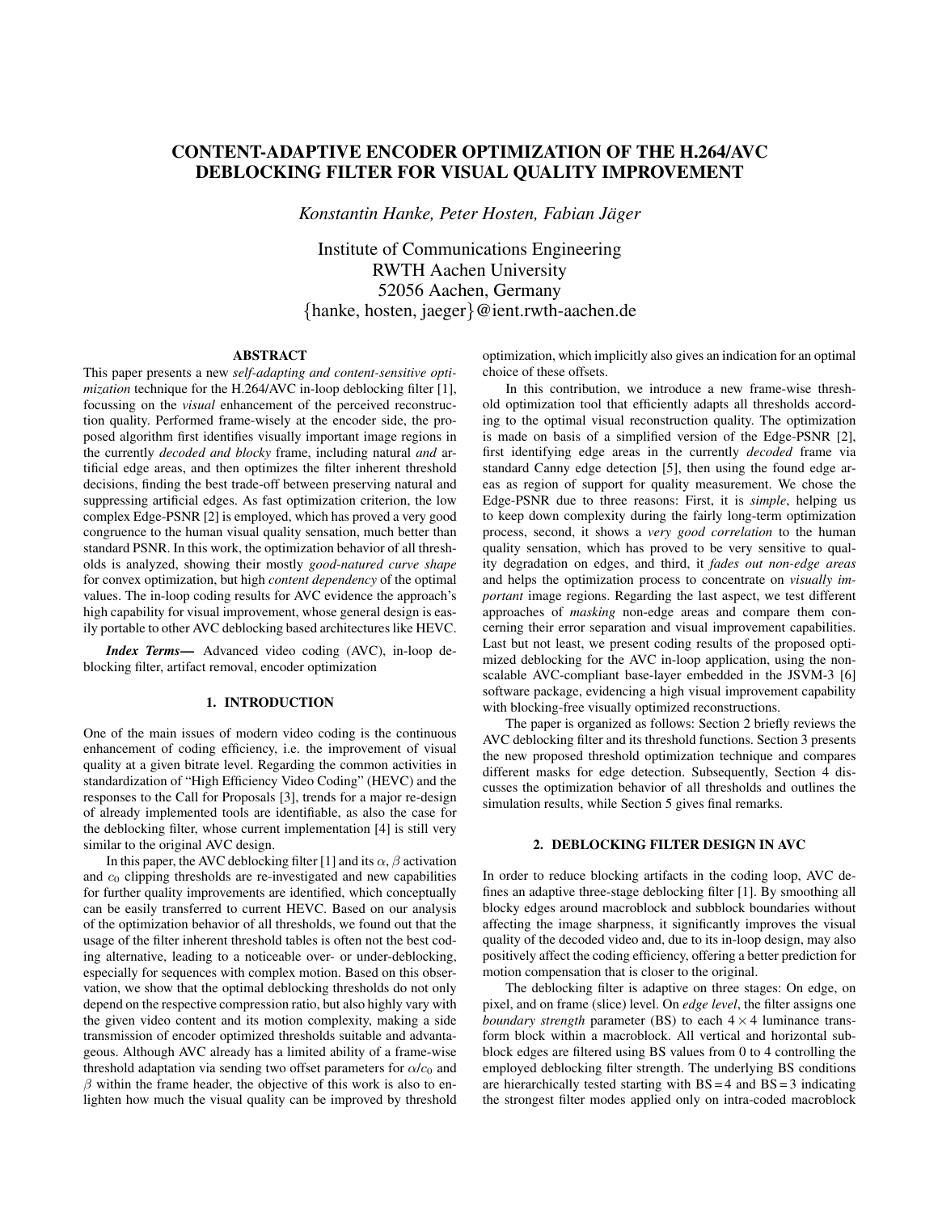# CONTENT-ADAPTIVE ENCODER OPTIMIZATION OF THE H.264/AVC DEBLOCKING FILTER FOR VISUAL QUALITY IMPROVEMENT

*Konstantin Hanke, Peter Hosten, Fabian Jäger*

Institute of Communications Engineering
RWTH Aachen University
52056 Aachen, Germany
{hanke, hosten, jaeger}@ient.rwth-aachen.de

## ABSTRACT

This paper presents a new *self-adapting and content-sensitive optimization* technique for the H.264/AVC in-loop deblocking filter [1], focussing on the *visual* enhancement of the perceived reconstruction quality. Performed frame-wisely at the encoder side, the proposed algorithm first identifies visually important image regions in the currently *decoded and blocky* frame, including natural *and* artificial edge areas, and then optimizes the filter inherent threshold decisions, finding the best trade-off between preserving natural and suppressing artificial edges. As fast optimization criterion, the low complex Edge-PSNR [2] is employed, which has proved a very good congruence to the human visual quality sensation, much better than standard PSNR. In this work, the optimization behavior of all thresholds is analyzed, showing their mostly *good-natured curve shape* for convex optimization, but high *content dependency* of the optimal values. The in-loop coding results for AVC evidence the approach's high capability for visual improvement, whose general design is easily portable to other AVC deblocking based architectures like HEVC.

***Index Terms***— Advanced video coding (AVC), in-loop deblocking filter, artifact removal, encoder optimization

## 1. INTRODUCTION

One of the main issues of modern video coding is the continuous enhancement of coding efficiency, i.e. the improvement of visual quality at a given bitrate level. Regarding the common activities in standardization of "High Efficiency Video Coding" (HEVC) and the responses to the Call for Proposals [3], trends for a major re-design of already implemented tools are identifiable, as also the case for the deblocking filter, whose current implementation [4] is still very similar to the original AVC design.

In this paper, the AVC deblocking filter [1] and its $\alpha$, $\beta$ activation and $c_0$ clipping thresholds are re-investigated and new capabilities for further quality improvements are identified, which conceptually can be easily transferred to current HEVC. Based on our analysis of the optimization behavior of all thresholds, we found out that the usage of the filter inherent threshold tables is often not the best coding alternative, leading to a noticeable over- or under-deblocking, especially for sequences with complex motion. Based on this observation, we show that the optimal deblocking thresholds do not only depend on the respective compression ratio, but also highly vary with the given video content and its motion complexity, making a side transmission of encoder optimized thresholds suitable and advantageous. Although AVC already has a limited ability of a frame-wise threshold adaptation via sending two offset parameters for $\alpha/c_0$ and $\beta$ within the frame header, the objective of this work is also to enlighten how much the visual quality can be improved by threshold optimization, which implicitly also gives an indication for an optimal choice of these offsets.

In this contribution, we introduce a new frame-wise threshold optimization tool that efficiently adapts all thresholds according to the optimal visual reconstruction quality. The optimization is made on basis of a simplified version of the Edge-PSNR [2], first identifying edge areas in the currently *decoded* frame via standard Canny edge detection [5], then using the found edge areas as region of support for quality measurement. We chose the Edge-PSNR due to three reasons: First, it is *simple*, helping us to keep down complexity during the fairly long-term optimization process, second, it shows a *very good correlation* to the human quality sensation, which has proved to be very sensitive to quality degradation on edges, and third, it *fades out non-edge areas* and helps the optimization process to concentrate on *visually important* image regions. Regarding the last aspect, we test different approaches of *masking* non-edge areas and compare them concerning their error separation and visual improvement capabilities. Last but not least, we present coding results of the proposed optimized deblocking for the AVC in-loop application, using the non-scalable AVC-compliant base-layer embedded in the JSVM-3 [6] software package, evidencing a high visual improvement capability with blocking-free visually optimized reconstructions.

The paper is organized as follows: Section 2 briefly reviews the AVC deblocking filter and its threshold functions. Section 3 presents the new proposed threshold optimization technique and compares different masks for edge detection. Subsequently, Section 4 discusses the optimization behavior of all thresholds and outlines the simulation results, while Section 5 gives final remarks.

## 2. DEBLOCKING FILTER DESIGN IN AVC

In order to reduce blocking artifacts in the coding loop, AVC defines an adaptive three-stage deblocking filter [1]. By smoothing all blocky edges around macroblock and subblock boundaries without affecting the image sharpness, it significantly improves the visual quality of the decoded video and, due to its in-loop design, may also positively affect the coding efficiency, offering a better prediction for motion compensation that is closer to the original.

The deblocking filter is adaptive on three stages: On edge, on pixel, and on frame (slice) level. On *edge level*, the filter assigns one *boundary strength* parameter (BS) to each $4 \times 4$ luminance transform block within a macroblock. All vertical and horizontal subblock edges are filtered using BS values from 0 to 4 controlling the employed deblocking filter strength. The underlying BS conditions are hierarchically tested starting with BS = 4 and BS = 3 indicating the strongest filter modes applied only on intra-coded macroblock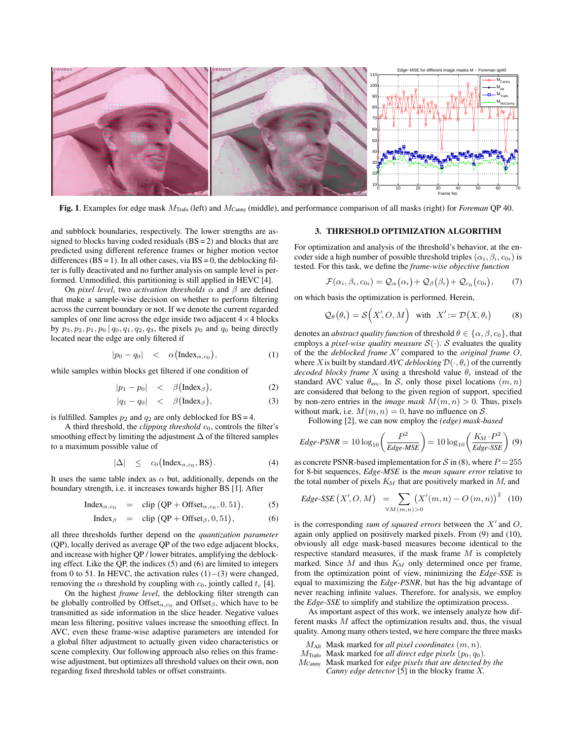**Fig. 1**. Examples for edge mask $M_{\text{Trafo}}$ (left) and $M_{\text{Canny}}$ (middle), and performance comparison of all masks (right) for *Foreman* QP 40.

and subblock boundaries, respectively. The lower strengths are assigned to blocks having coded residuals (BS = 2) and blocks that are predicted using different reference frames or higher motion vector differences (BS = 1). In all other cases, via BS = 0, the deblocking filter is fully deactivated and no further analysis on sample level is performed. Unmodified, this partitioning is still applied in HEVC [4].

On *pixel level*, two *activation thresholds* $\alpha$ and $\beta$ are defined that make a sample-wise decision on whether to perform filtering across the current boundary or not. If we denote the current regarded samples of one line across the edge inside two adjacent $4\times4$ blocks by $p_3, p_2, p_1, p_0 \,|\, q_0, q_1, q_2, q_3$, the pixels $p_0$ and $q_0$ being directly located near the edge are only filtered if

$$|p_0 - q_0| \quad < \quad \alpha\big(\text{Index}_{\alpha,c_0}\big), \tag{1}$$

while samples within blocks get filtered if one condition of

$$|p_1 - p_0| \quad < \quad \beta\big(\text{Index}_{\beta}\big), \tag{2}$$

$$|q_1 - q_0| \quad < \quad \beta\big(\text{Index}_{\beta}\big), \tag{3}$$

is fulfilled. Samples $p_2$ and $q_2$ are only deblocked for BS = 4.

A third threshold, the *clipping threshold* $c_0$, controls the filter's smoothing effect by limiting the adjustment $\Delta$ of the filtered samples to a maximum possible value of

$$|\Delta| \quad \leq \quad c_0\big(\text{Index}_{\alpha,c_0}, \text{BS}\big). \tag{4}$$

It uses the same table index as $\alpha$ but, additionally, depends on the boundary strength, i.e. it increases towards higher BS [1]. After

$$\text{Index}_{\alpha,c_0} \quad = \quad \text{clip}\,\big(\text{QP} + \text{Offset}_{\alpha,c_0}, 0, 51\big), \tag{5}$$

$$\text{Index}_{\beta} \quad = \quad \text{clip}\,\big(\text{QP} + \text{Offset}_{\beta}, 0, 51\big), \tag{6}$$

all three thresholds further depend on the *quantization parameter* (QP), locally derived as average QP of the two edge adjacent blocks, and increase with higher QP / lower bitrates, amplifying the deblocking effect. Like the QP, the indices (5) and (6) are limited to integers from 0 to 51. In HEVC, the activation rules (1) – (3) were changed, removing the $\alpha$ threshold by coupling with $c_0$, jointly called $t_c$ [4].

On the highest *frame level*, the deblocking filter strength can be globally controlled by $\text{Offset}_{\alpha,c_0}$ and $\text{Offset}_{\beta}$, which have to be transmitted as side information in the slice header. Negative values mean less filtering, positive values increase the smoothing effect. In AVC, even these frame-wise adaptive parameters are intended for a global filter adjustment to actually given video characteristics or scene complexity. Our following approach also relies on this frame-wise adjustment, but optimizes all threshold values on their own, non regarding fixed threshold tables or offset constraints.

## 3. THRESHOLD OPTIMIZATION ALGORITHM

For optimization and analysis of the threshold's behavior, at the encoder side a high number of possible threshold triples $(\alpha_i, \beta_i, c_{0i})$ is tested. For this task, we define the *frame-wise objective function*

$$\mathcal{F}(\alpha_i, \beta_i, c_{0i}) = \mathcal{Q}_{\alpha}\big(\alpha_i\big) + \mathcal{Q}_{\beta}\big(\beta_i\big) + \mathcal{Q}_{c_0}\big(c_{0i}\big), \tag{7}$$

on which basis the optimization is performed. Herein,

$$\mathcal{Q}_{\theta}\big(\theta_i\big) = \mathcal{S}\Big(X', O, M\Big) \quad \text{with} \quad X' := \mathcal{D}\big(X, \theta_i\big) \tag{8}$$

denotes an *abstract quality function* of threshold $\theta \in \{\alpha, \beta, c_0\}$, that employs a *pixel-wise quality measure* $\mathcal{S}(\cdot)$. $\mathcal{S}$ evaluates the quality of the the *deblocked frame* $X'$ compared to the *original frame* $O$, where $X$ is built by standard *AVC deblocking* $\mathcal{D}(\cdot, \theta_i)$ of the currently *decoded blocky frame* $X$ using a threshold value $\theta_i$ instead of the standard AVC value $\theta_{\text{avc}}$. In $\mathcal{S}$, only those pixel locations $(m, n)$ are considered that belong to the given region of support, specified by non-zero entries in the *image mask* $M(m, n) > 0$. Thus, pixels without mark, i.e. $M(m, n) = 0$, have no influence on $\mathcal{S}$.

Following [2], we can now employ the *(edge) mask-based*

$$\textit{Edge-PSNR} = 10\log_{10}\left(\frac{P^2}{\textit{Edge-MSE}}\right) = 10\log_{10}\left(\frac{K_M \cdot P^2}{\textit{Edge-SSE}}\right) \tag{9}$$

as concrete PSNR-based implementation for $\mathcal{S}$ in (8), where $P = 255$ for 8-bit sequences, *Edge-MSE* is the *mean square error* relative to the total number of pixels $K_M$ that are positively marked in $M$, and

$$\textit{Edge-SSE}\left(X', O, M\right) \quad = \sum_{\forall M(m,n)>0} \left(X'(m,n) - O\,(m,n)\right)^2 \tag{10}$$

is the corresponding *sum of squared errors* between the $X'$ and $O$, again only applied on positively marked pixels. From (9) and (10), obviously all edge mask-based measures become identical to the respective standard measures, if the mask frame $M$ is completely marked. Since $M$ and thus $K_M$ only determined once per frame, from the optimization point of view, minimizing the *Edge-SSE* is equal to maximizing the *Edge-PSNR*, but has the big advantage of never reaching infinite values. Therefore, for analysis, we employ the *Edge-SSE* to simplify and stabilize the optimization process.

As important aspect of this work, we intensely analyze how different masks $M$ affect the optimization results and, thus, the visual quality. Among many others tested, we here compare the three masks

- $M_{\text{All}}$ Mask marked for *all pixel coordinates* $(m, n)$.
- $M_{\text{Trafo}}$ Mask marked for *all direct edge pixels* $(p_0, q_0)$.
- $M_{\text{Canny}}$ Mask marked for *edge pixels that are detected by the Canny edge detector* [5] in the blocky frame $X$.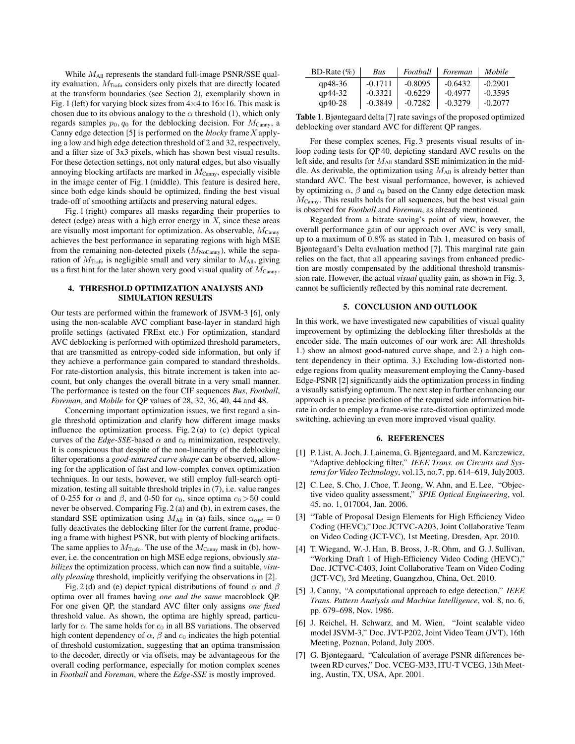While $M_{\text{All}}$ represents the standard full-image PSNR/SSE quality evaluation, $M_{\text{Trafo}}$ considers only pixels that are directly located at the transform boundaries (see Section 2), exemplarily shown in Fig. 1 (left) for varying block sizes from 4×4 to 16×16. This mask is chosen due to its obvious analogy to the $\alpha$ threshold (1), which only regards samples $p_0, q_0$ for the deblocking decision. For $M_{\text{Canny}}$, a Canny edge detection [5] is performed on the *blocky* frame $X$ applying a low and high edge detection threshold of 2 and 32, respectively, and a filter size of 3x3 pixels, which has shown best visual results. For these detection settings, not only natural edges, but also visually annoying blocking artifacts are marked in $M_{\text{Canny}}$, especially visible in the image center of Fig. 1 (middle). This feature is desired here, since both edge kinds should be optimized, finding the best visual trade-off of smoothing artifacts and preserving natural edges.

Fig. 1 (right) compares all masks regarding their properties to detect (edge) areas with a high error energy in $X$, since these areas are visually most important for optimization. As observable, $M_{\text{Canny}}$ achieves the best performance in separating regions with high MSE from the remaining non-detected pixels ($M_{\text{NoCanny}}$), while the separation of $M_{\text{Trafo}}$ is negligible small and very similar to $M_{\text{All}}$, giving us a first hint for the later shown very good visual quality of $M_{\text{Canny}}$.

## 4. THRESHOLD OPTIMIZATION ANALYSIS AND SIMULATION RESULTS

Our tests are performed within the framework of JSVM-3 [6], only using the non-scalable AVC compliant base-layer in standard high profile settings (activated FRExt etc.) For optimization, standard AVC deblocking is performed with optimized threshold parameters, that are transmitted as entropy-coded side information, but only if they achieve a performance gain compared to standard thresholds. For rate-distortion analysis, this bitrate increment is taken into account, but only changes the overall bitrate in a very small manner. The performance is tested on the four CIF sequences *Bus*, *Football*, *Foreman*, and *Mobile* for QP values of 28, 32, 36, 40, 44 and 48.

Concerning important optimization issues, we first regard a single threshold optimization and clarify how different image masks influence the optimization process. Fig. 2 (a) to (c) depict typical curves of the *Edge-SSE*-based $\alpha$ and $c_0$ minimization, respectively. It is conspicuous that despite of the non-linearity of the deblocking filter operations a *good-natured curve shape* can be observed, allowing for the application of fast and low-complex convex optimization techniques. In our tests, however, we still employ full-search optimization, testing all suitable threshold triples in (7), i.e. value ranges of 0-255 for $\alpha$ and $\beta$, and 0-50 for $c_0$, since optima $c_0 > 50$ could never be observed. Comparing Fig. 2 (a) and (b), in extrem cases, the standard SSE optimization using $M_{\text{All}}$ in (a) fails, since $\alpha_{opt} = 0$ fully deactivates the deblocking filter for the current frame, producing a frame with highest PSNR, but with plenty of blocking artifacts. The same applies to $M_{\text{Trafo}}$. The use of the $M_{\text{Canny}}$ mask in (b), however, i.e. the concentration on high MSE edge regions, obviously *stabilizes* the optimization process, which can now find a suitable, *visually pleasing* threshold, implicitly verifying the observations in [2].

Fig. 2 (d) and (e) depict typical distributions of found $\alpha$ and $\beta$ optima over all frames having *one and the same* macroblock QP. For one given QP, the standard AVC filter only assigns *one fixed* threshold value. As shown, the optima are highly spread, particularly for $\alpha$. The same holds for $c_0$ in all BS variations. The observed high content dependency of $\alpha$, $\beta$ and $c_0$ indicates the high potential of threshold customization, suggesting that an optima transmission to the decoder, directly or via offsets, may be advantageous for the overall coding performance, especially for motion complex scenes in *Football* and *Foreman*, where the *Edge-SSE* is mostly improved.

| BD-Rate (%) | *Bus* | *Football* | *Foreman* | *Mobile* |
|---|---|---|---|---|
| qp48-36 | -0.1711 | -0.8095 | -0.6432 | -0.2901 |
| qp44-32 | -0.3321 | -0.6229 | -0.4977 | -0.3595 |
| qp40-28 | -0.3849 | -0.7282 | -0.3279 | -0.2077 |

**Table 1**. Bjøntegaard delta [7] rate savings of the proposed optimized deblocking over standard AVC for different QP ranges.

For these complex scenes, Fig. 3 presents visual results of in-loop coding tests for QP 40, depicting standard AVC results on the left side, and results for $M_{\text{All}}$ standard SSE minimization in the middle. As derivable, the optimization using $M_{\text{All}}$ is already better than standard AVC. The best visual performance, however, is achieved by optimizing $\alpha$, $\beta$ and $c_0$ based on the Canny edge detection mask $M_{\text{Canny}}$. This results holds for all sequences, but the best visual gain is observed for *Football* and *Foreman*, as already mentioned.

Regarded from a bitrate saving's point of view, however, the overall performance gain of our approach over AVC is very small, up to a maximum of $0.8\%$ as stated in Tab. 1, measured on basis of Bjøntegaard's Delta evaluation method [7]. This marginal rate gain relies on the fact, that all appearing savings from enhanced prediction are mostly compensated by the additional threshold transmission rate. However, the actual *visual* quality gain, as shown in Fig. 3, cannot be sufficiently reflected by this nominal rate decrement.

## 5. CONCLUSION AND OUTLOOK

In this work, we have investigated new capabilities of visual quality improvement by optimizing the deblocking filter thresholds at the encoder side. The main outcomes of our work are: All thresholds 1.) show an almost good-natured curve shape, and 2.) a high content dependency in their optima. 3.) Excluding low-distorted non-edge regions from quality measurement employing the Canny-based Edge-PSNR [2] significantly aids the optimization process in finding a visually satisfying optimum. The next step in further enhancing our approach is a precise prediction of the required side information bitrate in order to employ a frame-wise rate-distortion optimized mode switching, achieving an even more improved visual quality.

## 6. REFERENCES

[1] P. List, A. Joch, J. Lainema, G. Bjøntegaard, and M. Karczewicz, "Adaptive deblocking filter," *IEEE Trans. on Circuits and Systems for Video Technology*, vol.13, no.7, pp. 614–619, July2003.

[2] C. Lee, S. Cho, J. Choe, T. Jeong, W. Ahn, and E. Lee, "Objective video quality assessment," *SPIE Optical Engineering*, vol. 45, no. 1, 017004, Jan. 2006.

[3] "Table of Proposal Design Elements for High Efficiency Video Coding (HEVC)," Doc. JCTVC-A203, Joint Collaborative Team on Video Coding (JCT-VC), 1st Meeting, Dresden, Apr. 2010.

[4] T. Wiegand, W.-J. Han, B. Bross, J.-R. Ohm, and G. J. Sullivan, "Working Draft 1 of High-Efficiency Video Coding (HEVC)," Doc. JCTVC-C403, Joint Collaborative Team on Video Coding (JCT-VC), 3rd Meeting, Guangzhou, China, Oct. 2010.

[5] J. Canny, "A computational approach to edge detection," *IEEE Trans. Pattern Analysis and Machine Intelligence*, vol. 8, no. 6, pp. 679–698, Nov. 1986.

[6] J. Reichel, H. Schwarz, and M. Wien, "Joint scalable video model JSVM-3," Doc. JVT-P202, Joint Video Team (JVT), 16th Meeting, Poznan, Poland, July 2005.

[7] G. Bjøntegaard, "Calculation of average PSNR differences between RD curves," Doc. VCEG-M33, ITU-T VCEG, 13th Meeting, Austin, TX, USA, Apr. 2001.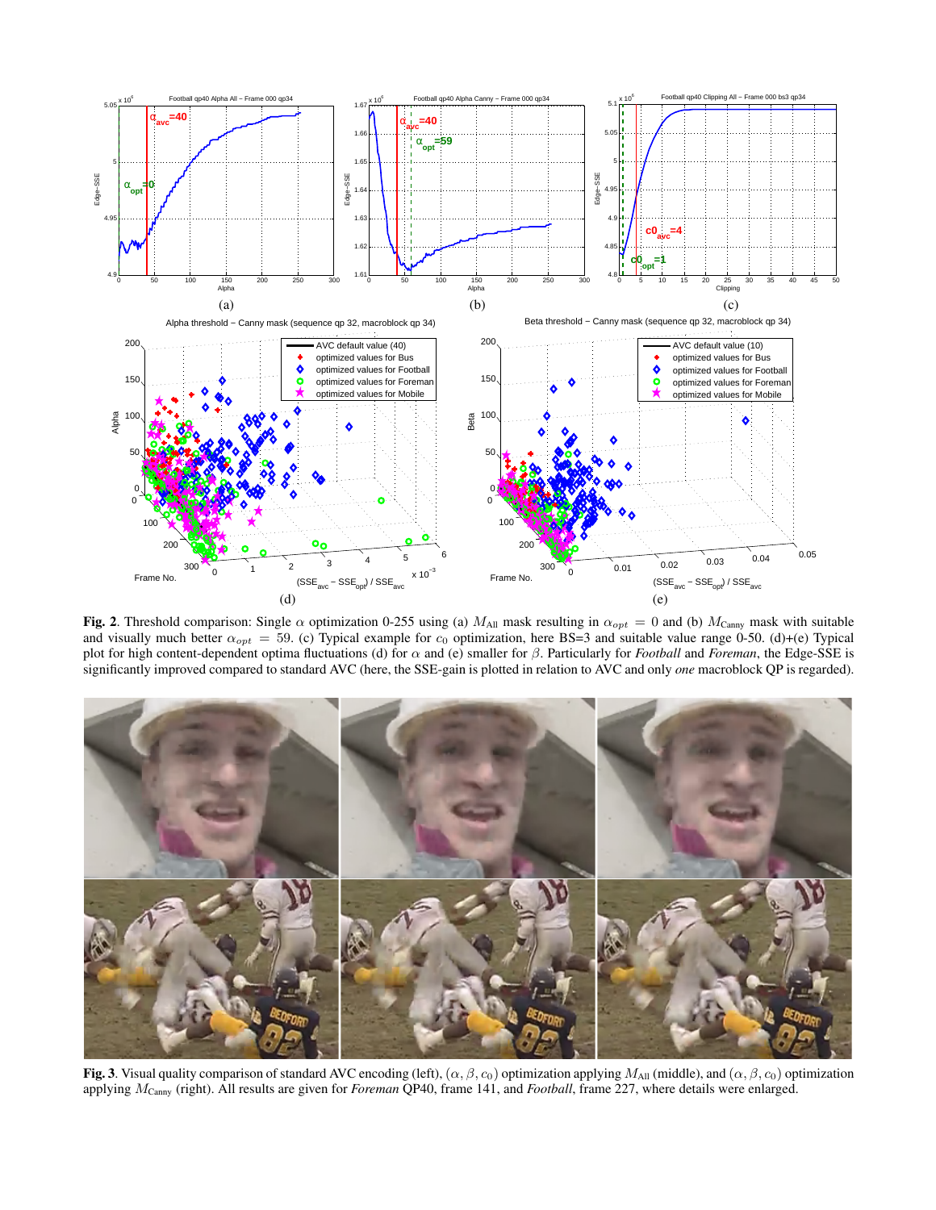Football qp40 Alpha All − Frame 000 qp34

x 10^6

5.05

5

4.95

4.9

Edge−SSE

0 50 100 150 200 250 300

Alpha

α_avc=40

α_opt=0

(a)

Football qp40 Alpha Canny − Frame 000 qp34

x 10^6

1.67

1.66

1.65

1.64

1.63

1.62

1.61

Edge−SSE

0 50 100 150 200 250 300

Alpha

α_avc=40

α_opt=59

(b)

Football qp40 Clipping All − Frame 000 bs3 qp34

x 10^6

5.1

5.05

5

4.95

4.9

4.85

4.8

Edge−SSE

0 5 10 15 20 25 30 35 40 45 50

Clipping

c0_avc=4

c0_opt=1

(c)

Alpha threshold − Canny mask (sequence qp 32, macroblock qp 34)

AVC default value (40)

optimized values for Bus

optimized values for Football

optimized values for Foreman

optimized values for Mobile

Alpha

0 50 100 150 200

Frame No.

0 100 200 300

(SSE_avc − SSE_opt) / SSE_avc

0 1 2 3 4 5 6

x 10^-3

(d)

Beta threshold − Canny mask (sequence qp 32, macroblock qp 34)

AVC default value (10)

optimized values for Bus

optimized values for Football

optimized values for Foreman

optimized values for Mobile

Beta

0 50 100 150 200

Frame No.

0 100 200 300

(SSE_avc − SSE_opt) / SSE_avc

0 0.01 0.02 0.03 0.04 0.05

(e)

**Fig. 2**. Threshold comparison: Single $\alpha$ optimization 0-255 using (a) $M_{\text{All}}$ mask resulting in $\alpha_{opt} = 0$ and (b) $M_{\text{Canny}}$ mask with suitable and visually much better $\alpha_{opt} = 59$. (c) Typical example for $c_0$ optimization, here BS=3 and suitable value range 0-50. (d)+(e) Typical plot for high content-dependent optima fluctuations (d) for $\alpha$ and (e) smaller for $\beta$. Particularly for *Football* and *Foreman*, the Edge-SSE is significantly improved compared to standard AVC (here, the SSE-gain is plotted in relation to AVC and only *one* macroblock QP is regarded).

**Fig. 3**. Visual quality comparison of standard AVC encoding (left), $(\alpha, \beta, c_0)$ optimization applying $M_{\text{All}}$ (middle), and $(\alpha, \beta, c_0)$ optimization applying $M_{\text{Canny}}$ (right). All results are given for *Foreman* QP40, frame 141, and *Football*, frame 227, where details were enlarged.